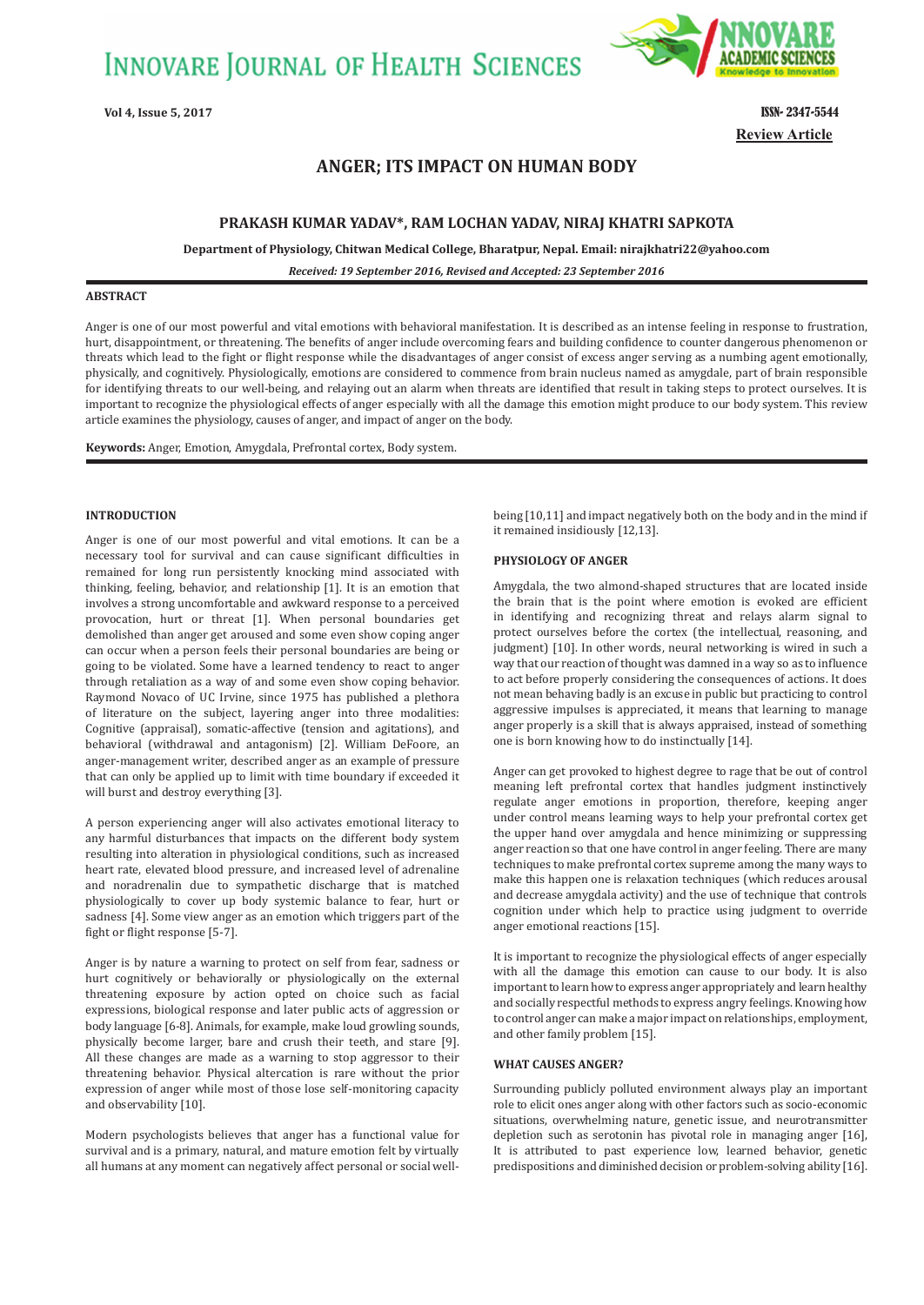# ANGER; ITS IMPACT ON HUMAN BODY

**PRAKASH KUMAR YADAV*, RAM LOCHAN YADAV, NIRAJ KHATRI SAPKOTA**

**Department of Physiology, Chitwan Medical College, Bharatpur, Nepal. Email: nirajkhatri22@yahoo.com**

***Received: 19 September 2016, Revised and Accepted: 23 September 2016***

**Review Article**

## ABSTRACT

Anger is one of our most powerful and vital emotions with behavioral manifestation. It is described as an intense feeling in response to frustration, hurt, disappointment, or threatening. The benefits of anger include overcoming fears and building confidence to counter dangerous phenomenon or threats which lead to the fight or flight response while the disadvantages of anger consist of excess anger serving as a numbing agent emotionally, physically, and cognitively. Physiologically, emotions are considered to commence from brain nucleus named as amygdale, part of brain responsible for identifying threats to our well-being, and relaying out an alarm when threats are identified that result in taking steps to protect ourselves. It is important to recognize the physiological effects of anger especially with all the damage this emotion might produce to our body system. This review article examines the physiology, causes of anger, and impact of anger on the body.

**Keywords:** Anger, Emotion, Amygdala, Prefrontal cortex, Body system.

## INTRODUCTION

Anger is one of our most powerful and vital emotions. It can be a necessary tool for survival and can cause significant difficulties in remained for long run persistently knocking mind associated with thinking, feeling, behavior, and relationship [1]. It is an emotion that involves a strong uncomfortable and awkward response to a perceived provocation, hurt or threat [1]. When personal boundaries get demolished than anger get aroused and some even show coping anger can occur when a person feels their personal boundaries are being or going to be violated. Some have a learned tendency to react to anger through retaliation as a way of and some even show coping behavior. Raymond Novaco of UC Irvine, since 1975 has published a plethora of literature on the subject, layering anger into three modalities: Cognitive (appraisal), somatic-affective (tension and agitations), and behavioral (withdrawal and antagonism) [2]. William DeFoore, an anger-management writer, described anger as an example of pressure that can only be applied up to limit with time boundary if exceeded it will burst and destroy everything [3].

A person experiencing anger will also activates emotional literacy to any harmful disturbances that impacts on the different body system resulting into alteration in physiological conditions, such as increased heart rate, elevated blood pressure, and increased level of adrenaline and noradrenalin due to sympathetic discharge that is matched physiologically to cover up body systemic balance to fear, hurt or sadness [4]. Some view anger as an emotion which triggers part of the fight or flight response [5-7].

Anger is by nature a warning to protect on self from fear, sadness or hurt cognitively or behaviorally or physiologically on the external threatening exposure by action opted on choice such as facial expressions, biological response and later public acts of aggression or body language [6-8]. Animals, for example, make loud growling sounds, physically become larger, bare and crush their teeth, and stare [9]. All these changes are made as a warning to stop aggressor to their threatening behavior. Physical altercation is rare without the prior expression of anger while most of those lose self-monitoring capacity and observability [10].

Modern psychologists believes that anger has a functional value for survival and is a primary, natural, and mature emotion felt by virtually all humans at any moment can negatively affect personal or social well-being [10,11] and impact negatively both on the body and in the mind if it remained insidiously [12,13].

## PHYSIOLOGY OF ANGER

Amygdala, the two almond-shaped structures that are located inside the brain that is the point where emotion is evoked are efficient in identifying and recognizing threat and relays alarm signal to protect ourselves before the cortex (the intellectual, reasoning, and judgment) [10]. In other words, neural networking is wired in such a way that our reaction of thought was damned in a way so as to influence to act before properly considering the consequences of actions. It does not mean behaving badly is an excuse in public but practicing to control aggressive impulses is appreciated, it means that learning to manage anger properly is a skill that is always appraised, instead of something one is born knowing how to do instinctually [14].

Anger can get provoked to highest degree to rage that be out of control meaning left prefrontal cortex that handles judgment instinctively regulate anger emotions in proportion, therefore, keeping anger under control means learning ways to help your prefrontal cortex get the upper hand over amygdala and hence minimizing or suppressing anger reaction so that one have control in anger feeling. There are many techniques to make prefrontal cortex supreme among the many ways to make this happen one is relaxation techniques (which reduces arousal and decrease amygdala activity) and the use of technique that controls cognition under which help to practice using judgment to override anger emotional reactions [15].

It is important to recognize the physiological effects of anger especially with all the damage this emotion can cause to our body. It is also important to learn how to express anger appropriately and learn healthy and socially respectful methods to express angry feelings. Knowing how to control anger can make a major impact on relationships, employment, and other family problem [15].

## WHAT CAUSES ANGER?

Surrounding publicly polluted environment always play an important role to elicit ones anger along with other factors such as socio-economic situations, overwhelming nature, genetic issue, and neurotransmitter depletion such as serotonin has pivotal role in managing anger [16], It is attributed to past experience low, learned behavior, genetic predispositions and diminished decision or problem-solving ability [16].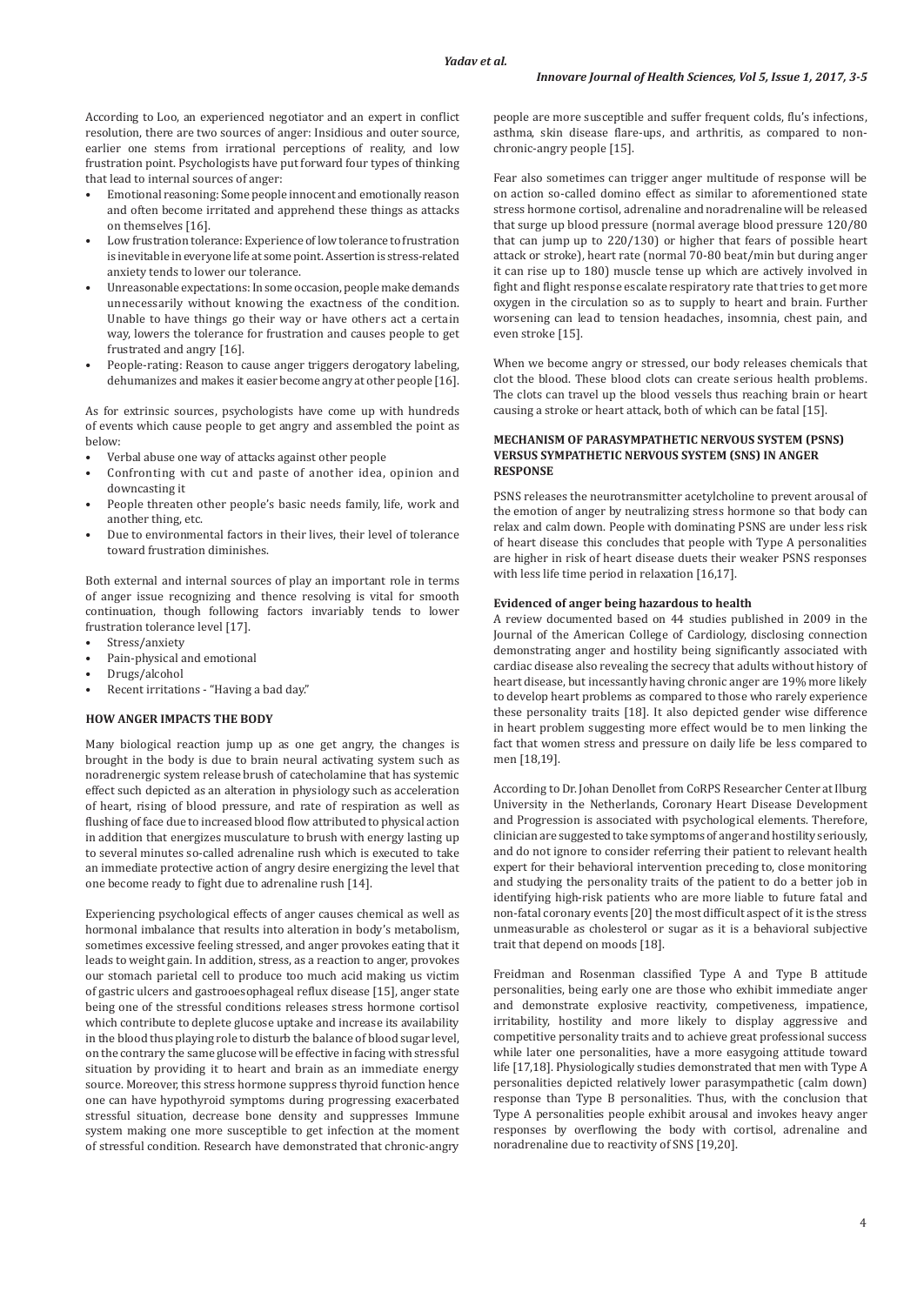According to Loo, an experienced negotiator and an expert in conflict resolution, there are two sources of anger: Insidious and outer source, earlier one stems from irrational perceptions of reality, and low frustration point. Psychologists have put forward four types of thinking that lead to internal sources of anger:

- Emotional reasoning: Some people innocent and emotionally reason and often become irritated and apprehend these things as attacks on themselves [16].
- Low frustration tolerance: Experience of low tolerance to frustration is inevitable in everyone life at some point. Assertion is stress-related anxiety tends to lower our tolerance.
- Unreasonable expectations: In some occasion, people make demands unnecessarily without knowing the exactness of the condition. Unable to have things go their way or have others act a certain way, lowers the tolerance for frustration and causes people to get frustrated and angry [16].
- People-rating: Reason to cause anger triggers derogatory labeling, dehumanizes and makes it easier become angry at other people [16].

As for extrinsic sources, psychologists have come up with hundreds of events which cause people to get angry and assembled the point as below:

- Verbal abuse one way of attacks against other people
- Confronting with cut and paste of another idea, opinion and downcasting it
- People threaten other people's basic needs family, life, work and another thing, etc.
- Due to environmental factors in their lives, their level of tolerance toward frustration diminishes.

Both external and internal sources of play an important role in terms of anger issue recognizing and thence resolving is vital for smooth continuation, though following factors invariably tends to lower frustration tolerance level [17].

- Stress/anxiety
- Pain-physical and emotional
- Drugs/alcohol
- Recent irritations - "Having a bad day."

## HOW ANGER IMPACTS THE BODY

Many biological reaction jump up as one get angry, the changes is brought in the body is due to brain neural activating system such as noradrenergic system release brush of catecholamine that has systemic effect such depicted as an alteration in physiology such as acceleration of heart, rising of blood pressure, and rate of respiration as well as flushing of face due to increased blood flow attributed to physical action in addition that energizes musculature to brush with energy lasting up to several minutes so-called adrenaline rush which is executed to take an immediate protective action of angry desire energizing the level that one become ready to fight due to adrenaline rush [14].

Experiencing psychological effects of anger causes chemical as well as hormonal imbalance that results into alteration in body's metabolism, sometimes excessive feeling stressed, and anger provokes eating that it leads to weight gain. In addition, stress, as a reaction to anger, provokes our stomach parietal cell to produce too much acid making us victim of gastric ulcers and gastroesophageal reflux disease [15], anger state being one of the stressful conditions releases stress hormone cortisol which contribute to deplete glucose uptake and increase its availability in the blood thus playing role to disturb the balance of blood sugar level, on the contrary the same glucose will be effective in facing with stressful situation by providing it to heart and brain as an immediate energy source. Moreover, this stress hormone suppress thyroid function hence one can have hypothyroid symptoms during progressing exacerbated stressful situation, decrease bone density and suppresses Immune system making one more susceptible to get infection at the moment of stressful condition. Research have demonstrated that chronic-angry people are more susceptible and suffer frequent colds, flu's infections, asthma, skin disease flare-ups, and arthritis, as compared to non-chronic-angry people [15].

Fear also sometimes can trigger anger multitude of response will be on action so-called domino effect as similar to aforementioned state stress hormone cortisol, adrenaline and noradrenaline will be released that surge up blood pressure (normal average blood pressure 120/80 that can jump up to 220/130) or higher that fears of possible heart attack or stroke), heart rate (normal 70-80 beat/min but during anger it can rise up to 180) muscle tense up which are actively involved in fight and flight response escalate respiratory rate that tries to get more oxygen in the circulation so as to supply to heart and brain. Further worsening can lead to tension headaches, insomnia, chest pain, and even stroke [15].

When we become angry or stressed, our body releases chemicals that clot the blood. These blood clots can create serious health problems. The clots can travel up the blood vessels thus reaching brain or heart causing a stroke or heart attack, both of which can be fatal [15].

## MECHANISM OF PARASYMPATHETIC NERVOUS SYSTEM (PSNS) VERSUS SYMPATHETIC NERVOUS SYSTEM (SNS) IN ANGER RESPONSE

PSNS releases the neurotransmitter acetylcholine to prevent arousal of the emotion of anger by neutralizing stress hormone so that body can relax and calm down. People with dominating PSNS are under less risk of heart disease this concludes that people with Type A personalities are higher in risk of heart disease duets their weaker PSNS responses with less life time period in relaxation [16,17].

### Evidenced of anger being hazardous to health

A review documented based on 44 studies published in 2009 in the Journal of the American College of Cardiology, disclosing connection demonstrating anger and hostility being significantly associated with cardiac disease also revealing the secrecy that adults without history of heart disease, but incessantly having chronic anger are 19% more likely to develop heart problems as compared to those who rarely experience these personality traits [18]. It also depicted gender wise difference in heart problem suggesting more effect would be to men linking the fact that women stress and pressure on daily life be less compared to men [18,19].

According to Dr. Johan Denollet from CoRPS Researcher Center at Ilburg University in the Netherlands, Coronary Heart Disease Development and Progression is associated with psychological elements. Therefore, clinician are suggested to take symptoms of anger and hostility seriously, and do not ignore to consider referring their patient to relevant health expert for their behavioral intervention preceding to, close monitoring and studying the personality traits of the patient to do a better job in identifying high-risk patients who are more liable to future fatal and non-fatal coronary events [20] the most difficult aspect of it is the stress unmeasurable as cholesterol or sugar as it is a behavioral subjective trait that depend on moods [18].

Freidman and Rosenman classified Type A and Type B attitude personalities, being early one are those who exhibit immediate anger and demonstrate explosive reactivity, competiveness, impatience, irritability, hostility and more likely to display aggressive and competitive personality traits and to achieve great professional success while later one personalities, have a more easygoing attitude toward life [17,18]. Physiologically studies demonstrated that men with Type A personalities depicted relatively lower parasympathetic (calm down) response than Type B personalities. Thus, with the conclusion that Type A personalities people exhibit arousal and invokes heavy anger responses by overflowing the body with cortisol, adrenaline and noradrenaline due to reactivity of SNS [19,20].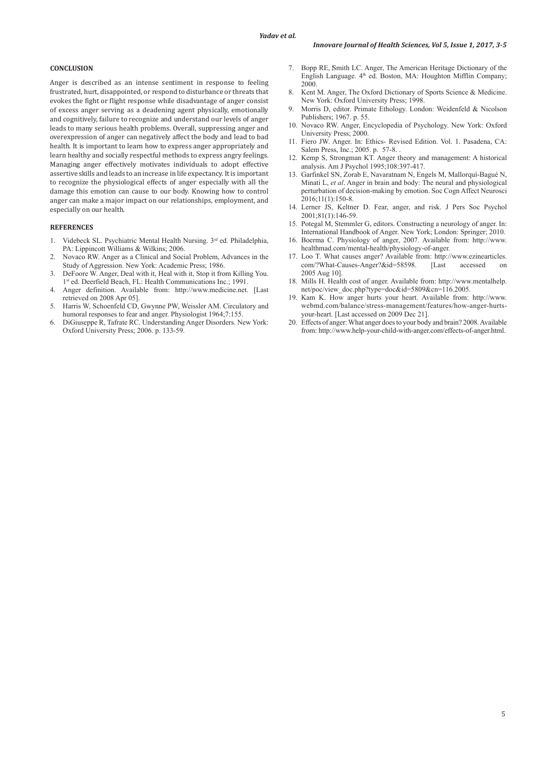## CONCLUSION

Anger is described as an intense sentiment in response to feeling frustrated, hurt, disappointed, or respond to disturbance or threats that evokes the fight or flight response while disadvantage of anger consist of excess anger serving as a deadening agent physically, emotionally and cognitively, failure to recognize and understand our levels of anger leads to many serious health problems. Overall, suppressing anger and overexpression of anger can negatively affect the body and lead to bad health. It is important to learn how to express anger appropriately and learn healthy and socially respectful methods to express angry feelings. Managing anger effectively motivates individuals to adopt effective assertive skills and leads to an increase in life expectancy. It is important to recognize the physiological effects of anger especially with all the damage this emotion can cause to our body. Knowing how to control anger can make a major impact on our relationships, employment, and especially on our health.

## REFERENCES

1. Videbeck SL. Psychiatric Mental Health Nursing. 3rd ed. Philadelphia, PA: Lippincott Williams & Wilkins; 2006.
2. Novaco RW. Anger as a Clinical and Social Problem, Advances in the Study of Aggression. New York: Academic Press; 1986.
3. DeFoore W. Anger, Deal with it, Heal with it, Stop it from Killing You. 1st ed. Deerfield Beach, FL: Health Communications Inc.; 1991.
4. Anger definition. Available from: http://www.medicine.net. [Last retrieved on 2008 Apr 05].
5. Harris W, Schoenfeld CD, Gwynne PW, Weissler AM. Circulatory and humoral responses to fear and anger. Physiologist 1964;7:155.
6. DiGiuseppe R, Tafrate RC. Understanding Anger Disorders. New York: Oxford University Press; 2006. p. 133-59.
7. Bopp RE, Smith LC. Anger, The American Heritage Dictionary of the English Language. 4th ed. Boston, MA: Houghton Mifflin Company; 2000.
8. Kent M. Anger, The Oxford Dictionary of Sports Science & Medicine. New York: Oxford University Press; 1998.
9. Morris D, editor. Primate Ethology. London: Weidenfeld & Nicolson Publishers; 1967. p. 55.
10. Novaco RW. Anger, Encyclopedia of Psychology. New York: Oxford University Press; 2000.
11. Fiero JW. Anger. In: Ethics- Revised Edition. Vol. 1. Pasadena, CA: Salem Press, Inc.; 2005. p. 57-8. .
12. Kemp S, Strongman KT. Anger theory and management: A historical analysis. Am J Psychol 1995;108:397-417.
13. Garfinkel SN, Zorab E, Navaratnam N, Engels M, Mallorquí-Bagué N, Minati L, *et al*. Anger in brain and body: The neural and physiological perturbation of decision-making by emotion. Soc Cogn Affect Neurosci 2016;11(1):150-8.
14. Lerner JS, Keltner D. Fear, anger, and risk. J Pers Soc Psychol 2001;81(1):146-59.
15. Potegal M, Stemmler G, editors. Constructing a neurology of anger. In: International Handbook of Anger. New York; London: Springer; 2010.
16. Boerma C. Physiology of anger, 2007. Available from: http://www.healthmad.com/mental-health/physiology-of-anger.
17. Loo T. What causes anger? Available from: http://www.ezinearticles.com/?What-Causes-Anger?&id=58598. [Last accessed on 2005 Aug 10].
18. Mills H. Health cost of anger. Available from: http://www.mentalhelp.net/poc/view_doc.php?type=doc&id=5809&cn=116.2005.
19. Kam K. How anger hurts your heart. Available from: http://www.webmd.com/balance/stress-management/features/how-anger-hurts-your-heart. [Last accessed on 2009 Dec 21].
20. Effects of anger: What anger does to your body and brain? 2008. Available from: http://www.help-your-child-with-anger.com/effects-of-anger.html.